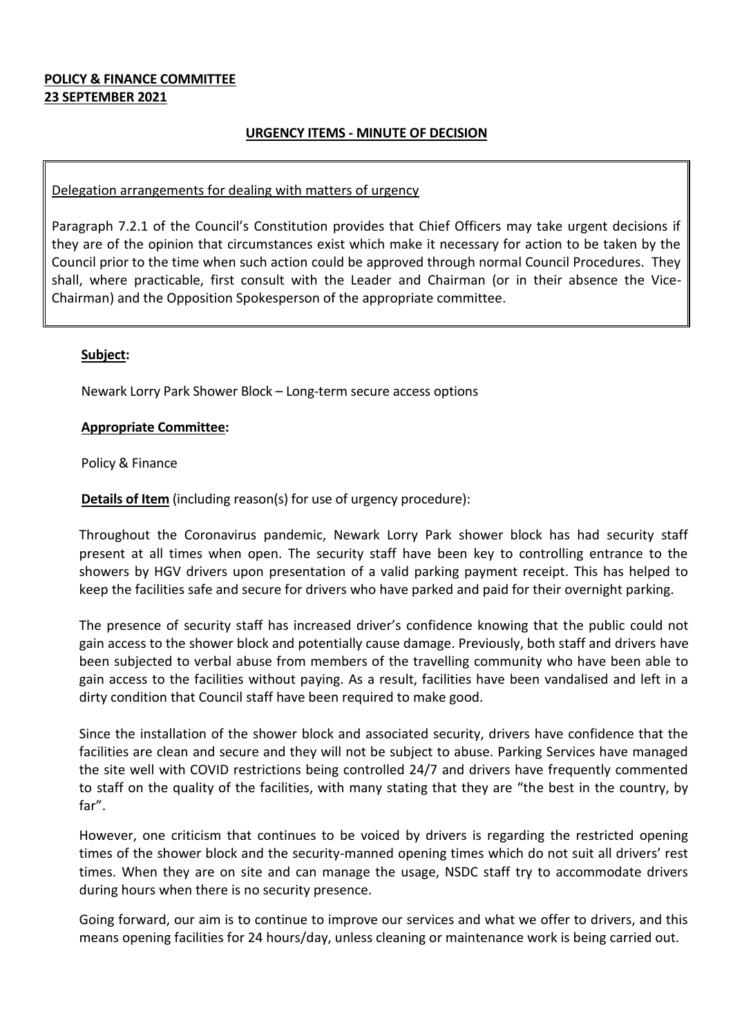**POLICY & FINANCE COMMITTEE**
**23 SEPTEMBER 2021**

**URGENCY ITEMS - MINUTE OF DECISION**

Delegation arrangements for dealing with matters of urgency

Paragraph 7.2.1 of the Council's Constitution provides that Chief Officers may take urgent decisions if they are of the opinion that circumstances exist which make it necessary for action to be taken by the Council prior to the time when such action could be approved through normal Council Procedures. They shall, where practicable, first consult with the Leader and Chairman (or in their absence the Vice-Chairman) and the Opposition Spokesperson of the appropriate committee.

**Subject:**

Newark Lorry Park Shower Block – Long-term secure access options

**Appropriate Committee:**

Policy & Finance

**Details of Item** (including reason(s) for use of urgency procedure):

Throughout the Coronavirus pandemic, Newark Lorry Park shower block has had security staff present at all times when open. The security staff have been key to controlling entrance to the showers by HGV drivers upon presentation of a valid parking payment receipt. This has helped to keep the facilities safe and secure for drivers who have parked and paid for their overnight parking.

The presence of security staff has increased driver's confidence knowing that the public could not gain access to the shower block and potentially cause damage. Previously, both staff and drivers have been subjected to verbal abuse from members of the travelling community who have been able to gain access to the facilities without paying. As a result, facilities have been vandalised and left in a dirty condition that Council staff have been required to make good.

Since the installation of the shower block and associated security, drivers have confidence that the facilities are clean and secure and they will not be subject to abuse. Parking Services have managed the site well with COVID restrictions being controlled 24/7 and drivers have frequently commented to staff on the quality of the facilities, with many stating that they are "the best in the country, by far".

However, one criticism that continues to be voiced by drivers is regarding the restricted opening times of the shower block and the security-manned opening times which do not suit all drivers' rest times. When they are on site and can manage the usage, NSDC staff try to accommodate drivers during hours when there is no security presence.

Going forward, our aim is to continue to improve our services and what we offer to drivers, and this means opening facilities for 24 hours/day, unless cleaning or maintenance work is being carried out.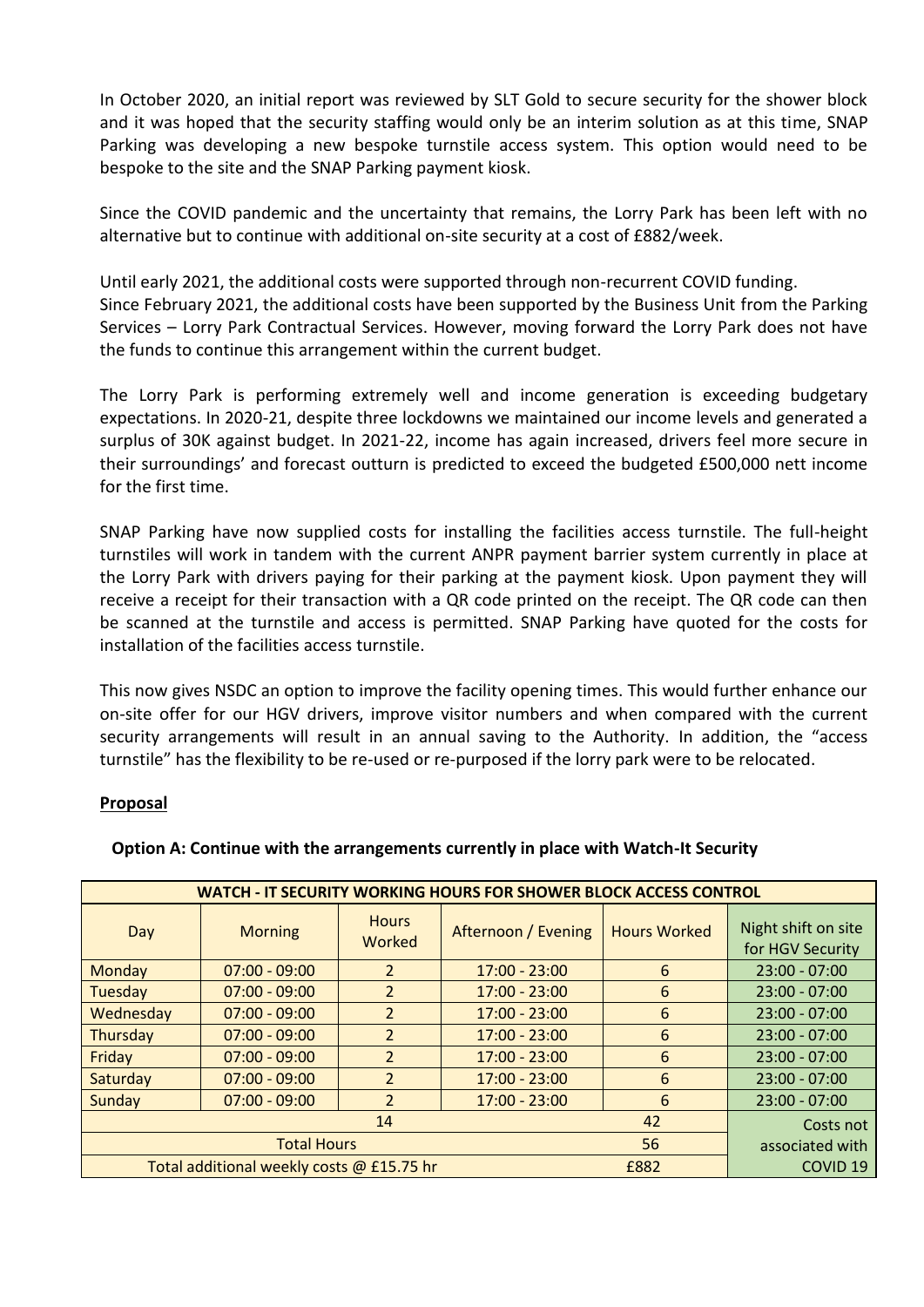In October 2020, an initial report was reviewed by SLT Gold to secure security for the shower block and it was hoped that the security staffing would only be an interim solution as at this time, SNAP Parking was developing a new bespoke turnstile access system. This option would need to be bespoke to the site and the SNAP Parking payment kiosk.

Since the COVID pandemic and the uncertainty that remains, the Lorry Park has been left with no alternative but to continue with additional on-site security at a cost of £882/week.

Until early 2021, the additional costs were supported through non-recurrent COVID funding.
Since February 2021, the additional costs have been supported by the Business Unit from the Parking Services – Lorry Park Contractual Services. However, moving forward the Lorry Park does not have the funds to continue this arrangement within the current budget.

The Lorry Park is performing extremely well and income generation is exceeding budgetary expectations. In 2020-21, despite three lockdowns we maintained our income levels and generated a surplus of 30K against budget. In 2021-22, income has again increased, drivers feel more secure in their surroundings' and forecast outturn is predicted to exceed the budgeted £500,000 nett income for the first time.

SNAP Parking have now supplied costs for installing the facilities access turnstile. The full-height turnstiles will work in tandem with the current ANPR payment barrier system currently in place at the Lorry Park with drivers paying for their parking at the payment kiosk. Upon payment they will receive a receipt for their transaction with a QR code printed on the receipt. The QR code can then be scanned at the turnstile and access is permitted. SNAP Parking have quoted for the costs for installation of the facilities access turnstile.

This now gives NSDC an option to improve the facility opening times. This would further enhance our on-site offer for our HGV drivers, improve visitor numbers and when compared with the current security arrangements will result in an annual saving to the Authority. In addition, the "access turnstile" has the flexibility to be re-used or re-purposed if the lorry park were to be relocated.

**Proposal**

**Option A: Continue with the arrangements currently in place with Watch-It Security**

| WATCH - IT SECURITY WORKING HOURS FOR SHOWER BLOCK ACCESS CONTROL | | | | | |
|---|---|---|---|---|---|
| Day | Morning | Hours Worked | Afternoon / Evening | Hours Worked | Night shift on site for HGV Security |
| Monday | 07:00 - 09:00 | 2 | 17:00 - 23:00 | 6 | 23:00 - 07:00 |
| Tuesday | 07:00 - 09:00 | 2 | 17:00 - 23:00 | 6 | 23:00 - 07:00 |
| Wednesday | 07:00 - 09:00 | 2 | 17:00 - 23:00 | 6 | 23:00 - 07:00 |
| Thursday | 07:00 - 09:00 | 2 | 17:00 - 23:00 | 6 | 23:00 - 07:00 |
| Friday | 07:00 - 09:00 | 2 | 17:00 - 23:00 | 6 | 23:00 - 07:00 |
| Saturday | 07:00 - 09:00 | 2 | 17:00 - 23:00 | 6 | 23:00 - 07:00 |
| Sunday | 07:00 - 09:00 | 2 | 17:00 - 23:00 | 6 | 23:00 - 07:00 |
| | | 14 | | 42 | Costs not associated with COVID 19 |
| Total Hours | | | | 56 | |
| Total additional weekly costs @ £15.75 hr | | | | £882 | |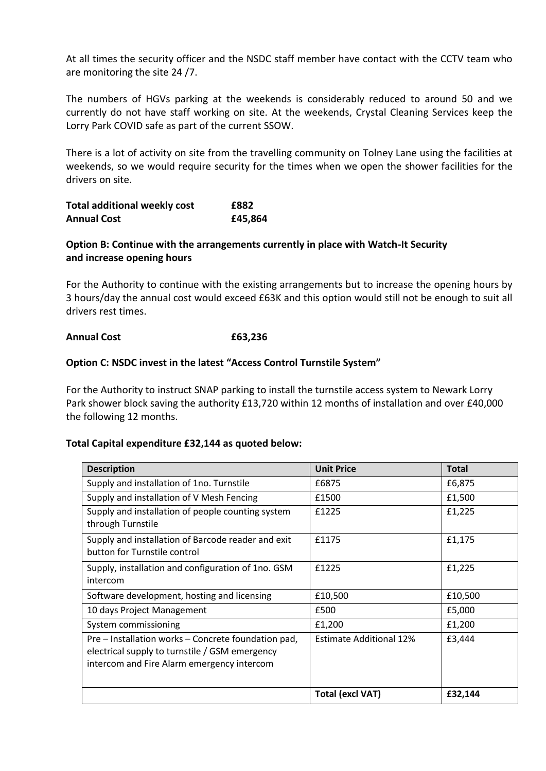At all times the security officer and the NSDC staff member have contact with the CCTV team who are monitoring the site 24 /7.

The numbers of HGVs parking at the weekends is considerably reduced to around 50 and we currently do not have staff working on site. At the weekends, Crystal Cleaning Services keep the Lorry Park COVID safe as part of the current SSOW.

There is a lot of activity on site from the travelling community on Tolney Lane using the facilities at weekends, so we would require security for the times when we open the shower facilities for the drivers on site.

**Total additional weekly cost** **£882**
**Annual Cost** **£45,864**

**Option B: Continue with the arrangements currently in place with Watch-It Security and increase opening hours**

For the Authority to continue with the existing arrangements but to increase the opening hours by 3 hours/day the annual cost would exceed £63K and this option would still not be enough to suit all drivers rest times.

**Annual Cost** **£63,236**

**Option C: NSDC invest in the latest "Access Control Turnstile System"**

For the Authority to instruct SNAP parking to install the turnstile access system to Newark Lorry Park shower block saving the authority £13,720 within 12 months of installation and over £40,000 the following 12 months.

**Total Capital expenditure £32,144 as quoted below:**

| Description | Unit Price | Total |
|---|---|---|
| Supply and installation of 1no. Turnstile | £6875 | £6,875 |
| Supply and installation of V Mesh Fencing | £1500 | £1,500 |
| Supply and installation of people counting system through Turnstile | £1225 | £1,225 |
| Supply and installation of Barcode reader and exit button for Turnstile control | £1175 | £1,175 |
| Supply, installation and configuration of 1no. GSM intercom | £1225 | £1,225 |
| Software development, hosting and licensing | £10,500 | £10,500 |
| 10 days Project Management | £500 | £5,000 |
| System commissioning | £1,200 | £1,200 |
| Pre – Installation works – Concrete foundation pad, electrical supply to turnstile / GSM emergency intercom and Fire Alarm emergency intercom | Estimate Additional 12% | £3,444 |
| | **Total (excl VAT)** | **£32,144** |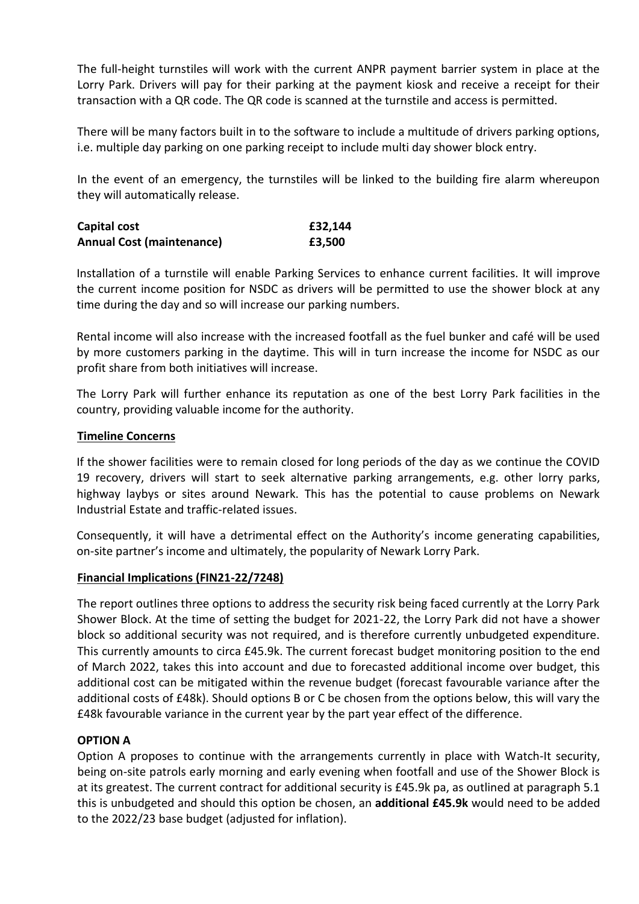The full-height turnstiles will work with the current ANPR payment barrier system in place at the Lorry Park. Drivers will pay for their parking at the payment kiosk and receive a receipt for their transaction with a QR code. The QR code is scanned at the turnstile and access is permitted.

There will be many factors built in to the software to include a multitude of drivers parking options, i.e. multiple day parking on one parking receipt to include multi day shower block entry.

In the event of an emergency, the turnstiles will be linked to the building fire alarm whereupon they will automatically release.

| | |
|---|---|
| **Capital cost** | **£32,144** |
| **Annual Cost (maintenance)** | **£3,500** |

Installation of a turnstile will enable Parking Services to enhance current facilities. It will improve the current income position for NSDC as drivers will be permitted to use the shower block at any time during the day and so will increase our parking numbers.

Rental income will also increase with the increased footfall as the fuel bunker and café will be used by more customers parking in the daytime. This will in turn increase the income for NSDC as our profit share from both initiatives will increase.

The Lorry Park will further enhance its reputation as one of the best Lorry Park facilities in the country, providing valuable income for the authority.

**Timeline Concerns**

If the shower facilities were to remain closed for long periods of the day as we continue the COVID 19 recovery, drivers will start to seek alternative parking arrangements, e.g. other lorry parks, highway laybys or sites around Newark. This has the potential to cause problems on Newark Industrial Estate and traffic-related issues.

Consequently, it will have a detrimental effect on the Authority's income generating capabilities, on-site partner's income and ultimately, the popularity of Newark Lorry Park.

**Financial Implications (FIN21-22/7248)**

The report outlines three options to address the security risk being faced currently at the Lorry Park Shower Block. At the time of setting the budget for 2021-22, the Lorry Park did not have a shower block so additional security was not required, and is therefore currently unbudgeted expenditure. This currently amounts to circa £45.9k. The current forecast budget monitoring position to the end of March 2022, takes this into account and due to forecasted additional income over budget, this additional cost can be mitigated within the revenue budget (forecast favourable variance after the additional costs of £48k). Should options B or C be chosen from the options below, this will vary the £48k favourable variance in the current year by the part year effect of the difference.

**OPTION A**

Option A proposes to continue with the arrangements currently in place with Watch-It security, being on-site patrols early morning and early evening when footfall and use of the Shower Block is at its greatest. The current contract for additional security is £45.9k pa, as outlined at paragraph 5.1 this is unbudgeted and should this option be chosen, an **additional £45.9k** would need to be added to the 2022/23 base budget (adjusted for inflation).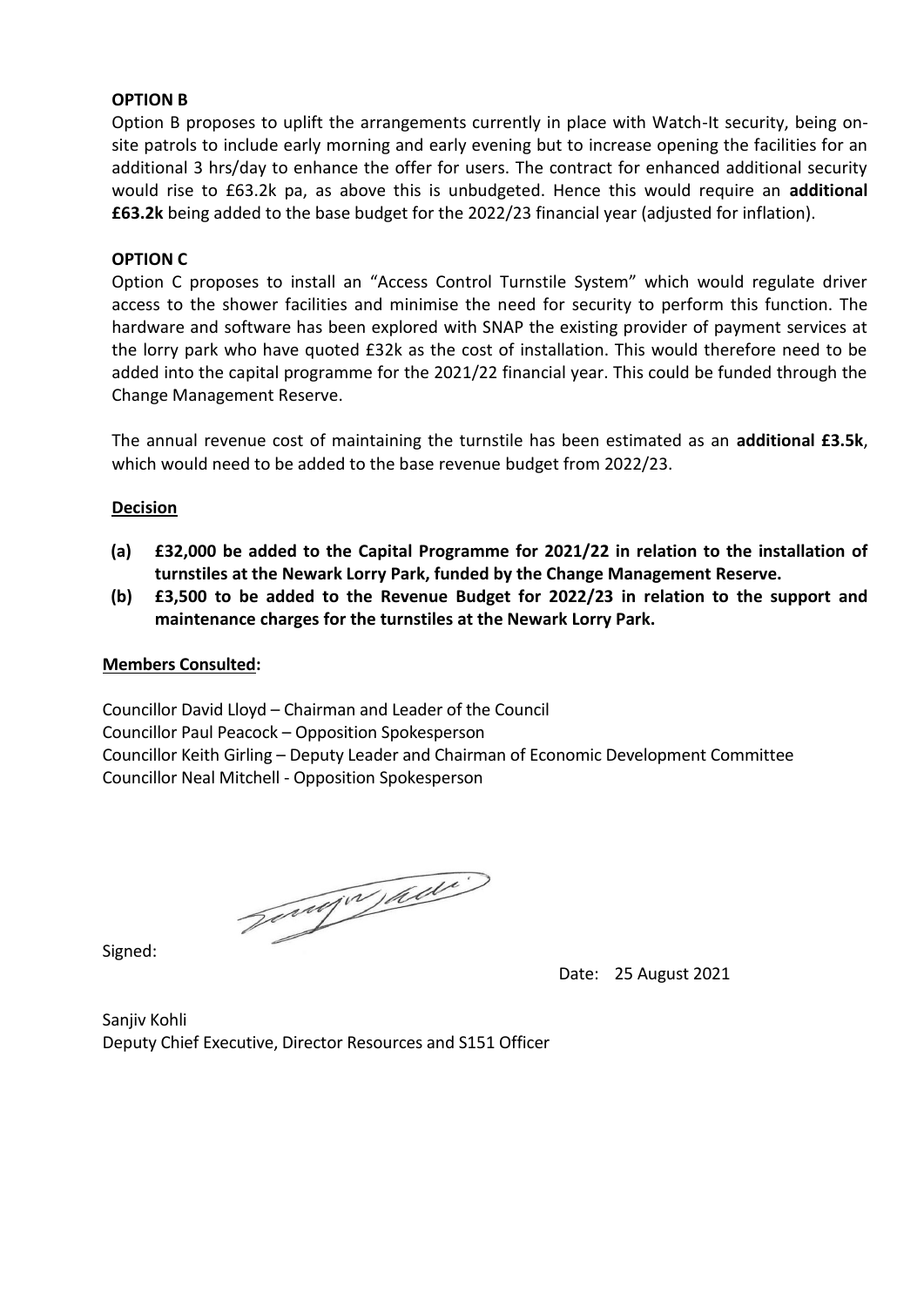**OPTION B**

Option B proposes to uplift the arrangements currently in place with Watch-It security, being on-site patrols to include early morning and early evening but to increase opening the facilities for an additional 3 hrs/day to enhance the offer for users. The contract for enhanced additional security would rise to £63.2k pa, as above this is unbudgeted. Hence this would require an **additional £63.2k** being added to the base budget for the 2022/23 financial year (adjusted for inflation).

**OPTION C**

Option C proposes to install an "Access Control Turnstile System" which would regulate driver access to the shower facilities and minimise the need for security to perform this function. The hardware and software has been explored with SNAP the existing provider of payment services at the lorry park who have quoted £32k as the cost of installation. This would therefore need to be added into the capital programme for the 2021/22 financial year. This could be funded through the Change Management Reserve.

The annual revenue cost of maintaining the turnstile has been estimated as an **additional £3.5k**, which would need to be added to the base revenue budget from 2022/23.

**Decision**

**(a) £32,000 be added to the Capital Programme for 2021/22 in relation to the installation of turnstiles at the Newark Lorry Park, funded by the Change Management Reserve.**

**(b) £3,500 to be added to the Revenue Budget for 2022/23 in relation to the support and maintenance charges for the turnstiles at the Newark Lorry Park.**

**Members Consulted:**

Councillor David Lloyd – Chairman and Leader of the Council
Councillor Paul Peacock – Opposition Spokesperson
Councillor Keith Girling – Deputy Leader and Chairman of Economic Development Committee
Councillor Neal Mitchell - Opposition Spokesperson

Signed:

Date: 25 August 2021

Sanjiv Kohli
Deputy Chief Executive, Director Resources and S151 Officer